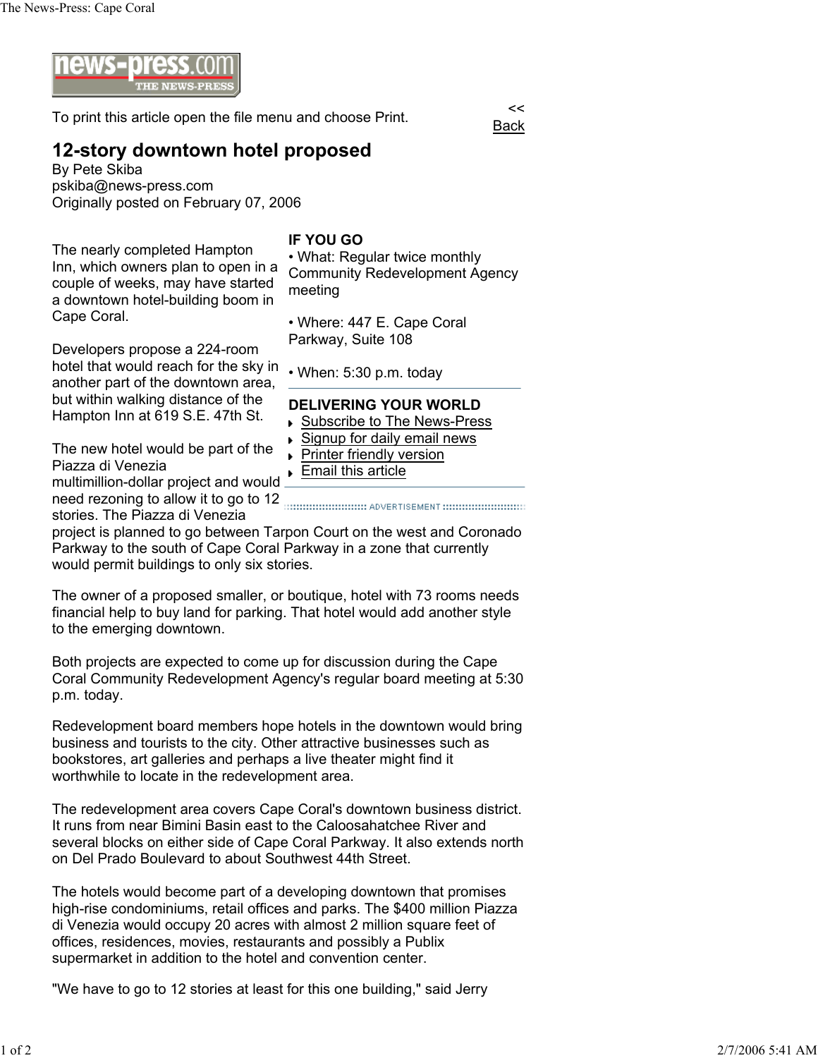To print this article open the file menu and choose Print.

<< Back

# 12-story downtown hotel proposed

By Pete Skiba
pskiba@news-press.com
Originally posted on February 07, 2006

The nearly completed Hampton Inn, which owners plan to open in a couple of weeks, may have started a downtown hotel-building boom in Cape Coral.

Developers propose a 224-room hotel that would reach for the sky in another part of the downtown area, but within walking distance of the Hampton Inn at 619 S.E. 47th St.

The new hotel would be part of the Piazza di Venezia multimillion-dollar project and would need rezoning to allow it to go to 12 stories. The Piazza di Venezia project is planned to go between Tarpon Court on the west and Coronado Parkway to the south of Cape Coral Parkway in a zone that currently would permit buildings to only six stories.

**IF YOU GO**

- What: Regular twice monthly Community Redevelopment Agency meeting
- Where: 447 E. Cape Coral Parkway, Suite 108
- When: 5:30 p.m. today

**DELIVERING YOUR WORLD**

- Subscribe to The News-Press
- Signup for daily email news
- Printer friendly version
- Email this article

The owner of a proposed smaller, or boutique, hotel with 73 rooms needs financial help to buy land for parking. That hotel would add another style to the emerging downtown.

Both projects are expected to come up for discussion during the Cape Coral Community Redevelopment Agency's regular board meeting at 5:30 p.m. today.

Redevelopment board members hope hotels in the downtown would bring business and tourists to the city. Other attractive businesses such as bookstores, art galleries and perhaps a live theater might find it worthwhile to locate in the redevelopment area.

The redevelopment area covers Cape Coral's downtown business district. It runs from near Bimini Basin east to the Caloosahatchee River and several blocks on either side of Cape Coral Parkway. It also extends north on Del Prado Boulevard to about Southwest 44th Street.

The hotels would become part of a developing downtown that promises high-rise condominiums, retail offices and parks. The $400 million Piazza di Venezia would occupy 20 acres with almost 2 million square feet of offices, residences, movies, restaurants and possibly a Publix supermarket in addition to the hotel and convention center.

"We have to go to 12 stories at least for this one building," said Jerry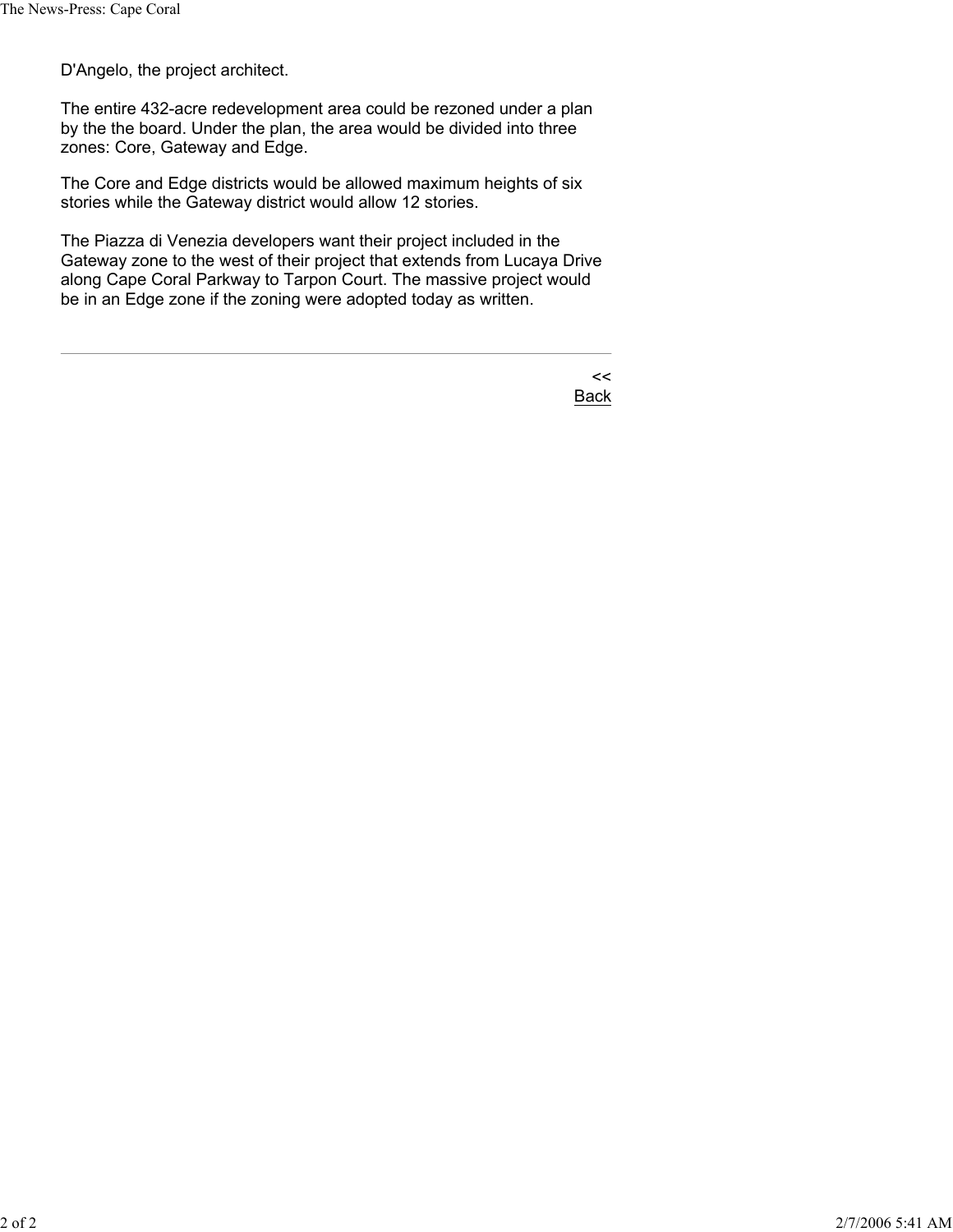D'Angelo, the project architect.

The entire 432-acre redevelopment area could be rezoned under a plan by the the board. Under the plan, the area would be divided into three zones: Core, Gateway and Edge.

The Core and Edge districts would be allowed maximum heights of six stories while the Gateway district would allow 12 stories.

The Piazza di Venezia developers want their project included in the Gateway zone to the west of their project that extends from Lucaya Drive along Cape Coral Parkway to Tarpon Court. The massive project would be in an Edge zone if the zoning were adopted today as written.

---

<< Back